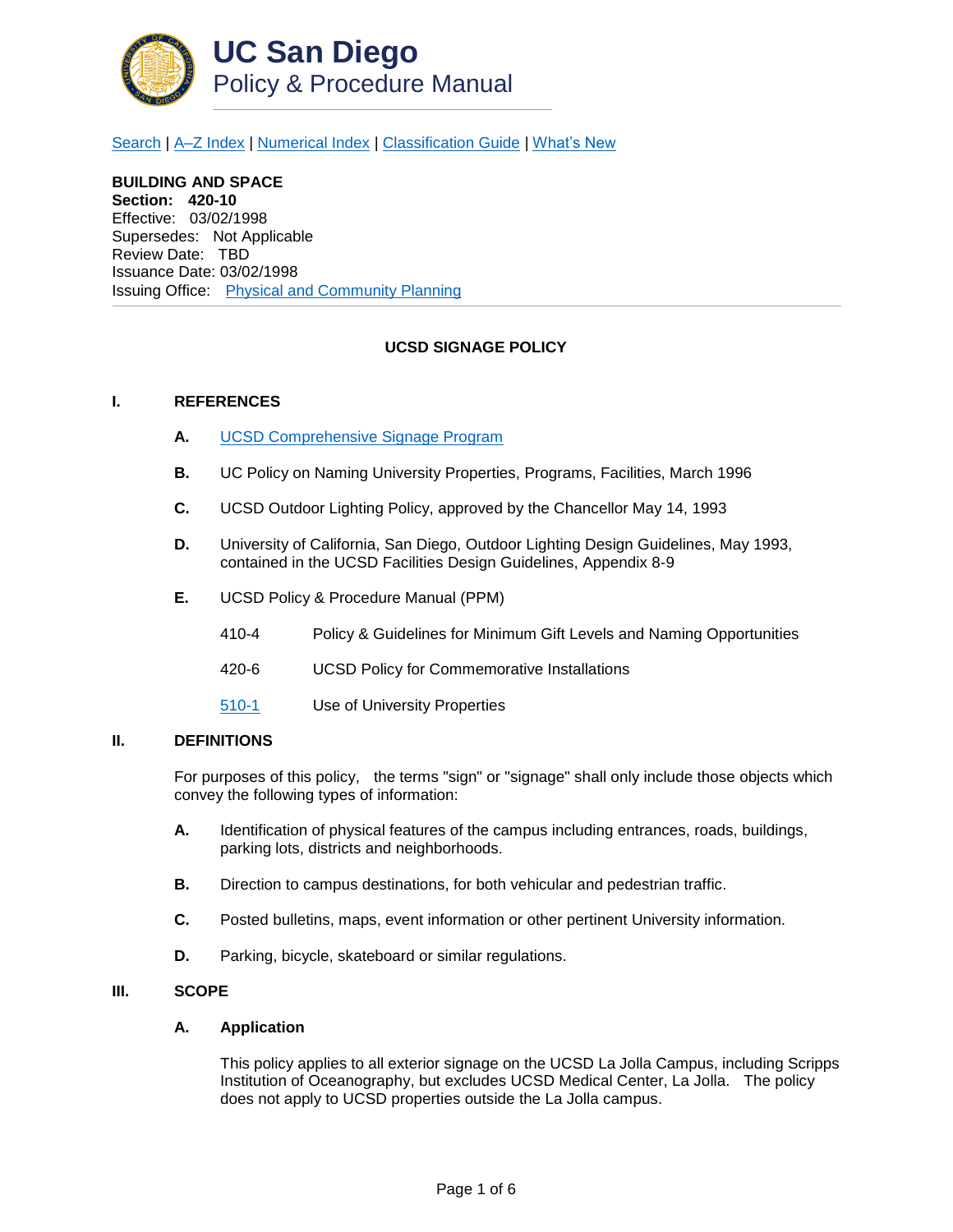# UC San Diego
## Policy & Procedure Manual

Search | A–Z Index | Numerical Index | Classification Guide | What's New

**BUILDING AND SPACE**
**Section: 420-10**
Effective: 03/02/1998
Supersedes: Not Applicable
Review Date: TBD
Issuance Date: 03/02/1998
Issuing Office: Physical and Community Planning

---

### UCSD SIGNAGE POLICY

## I. REFERENCES

**A.** UCSD Comprehensive Signage Program

**B.** UC Policy on Naming University Properties, Programs, Facilities, March 1996

**C.** UCSD Outdoor Lighting Policy, approved by the Chancellor May 14, 1993

**D.** University of California, San Diego, Outdoor Lighting Design Guidelines, May 1993, contained in the UCSD Facilities Design Guidelines, Appendix 8-9

**E.** UCSD Policy & Procedure Manual (PPM)

410-4 Policy & Guidelines for Minimum Gift Levels and Naming Opportunities

420-6 UCSD Policy for Commemorative Installations

510-1 Use of University Properties

## II. DEFINITIONS

For purposes of this policy, the terms "sign" or "signage" shall only include those objects which convey the following types of information:

**A.** Identification of physical features of the campus including entrances, roads, buildings, parking lots, districts and neighborhoods.

**B.** Direction to campus destinations, for both vehicular and pedestrian traffic.

**C.** Posted bulletins, maps, event information or other pertinent University information.

**D.** Parking, bicycle, skateboard or similar regulations.

## III. SCOPE

### A. Application

This policy applies to all exterior signage on the UCSD La Jolla Campus, including Scripps Institution of Oceanography, but excludes UCSD Medical Center, La Jolla. The policy does not apply to UCSD properties outside the La Jolla campus.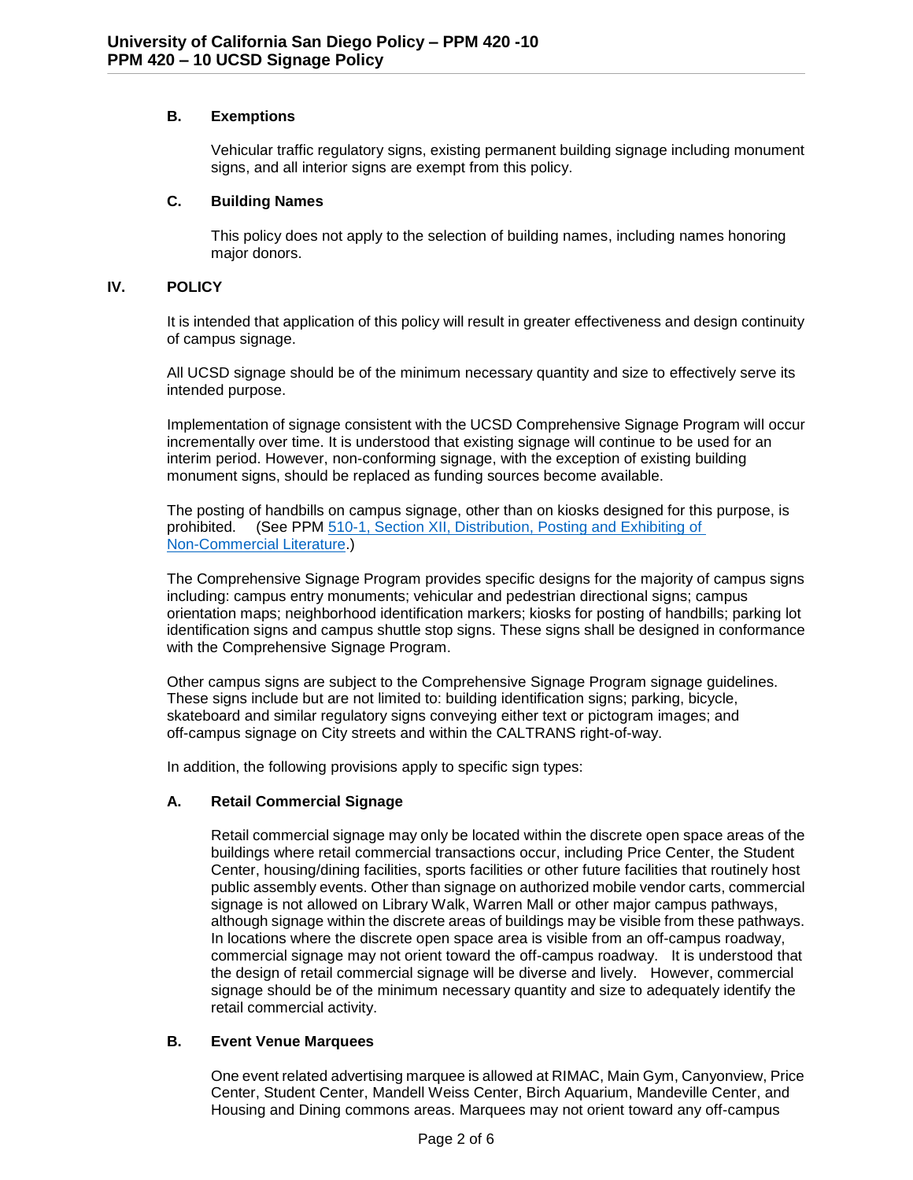### B. Exemptions

Vehicular traffic regulatory signs, existing permanent building signage including monument signs, and all interior signs are exempt from this policy.

### C. Building Names

This policy does not apply to the selection of building names, including names honoring major donors.

## IV. POLICY

It is intended that application of this policy will result in greater effectiveness and design continuity of campus signage.

All UCSD signage should be of the minimum necessary quantity and size to effectively serve its intended purpose.

Implementation of signage consistent with the UCSD Comprehensive Signage Program will occur incrementally over time. It is understood that existing signage will continue to be used for an interim period. However, non-conforming signage, with the exception of existing building monument signs, should be replaced as funding sources become available.

The posting of handbills on campus signage, other than on kiosks designed for this purpose, is prohibited. (See PPM [510-1, Section XII, Distribution, Posting and Exhibiting of Non-Commercial Literature](#).)

The Comprehensive Signage Program provides specific designs for the majority of campus signs including: campus entry monuments; vehicular and pedestrian directional signs; campus orientation maps; neighborhood identification markers; kiosks for posting of handbills; parking lot identification signs and campus shuttle stop signs. These signs shall be designed in conformance with the Comprehensive Signage Program.

Other campus signs are subject to the Comprehensive Signage Program signage guidelines. These signs include but are not limited to: building identification signs; parking, bicycle, skateboard and similar regulatory signs conveying either text or pictogram images; and off-campus signage on City streets and within the CALTRANS right-of-way.

In addition, the following provisions apply to specific sign types:

### A. Retail Commercial Signage

Retail commercial signage may only be located within the discrete open space areas of the buildings where retail commercial transactions occur, including Price Center, the Student Center, housing/dining facilities, sports facilities or other future facilities that routinely host public assembly events. Other than signage on authorized mobile vendor carts, commercial signage is not allowed on Library Walk, Warren Mall or other major campus pathways, although signage within the discrete areas of buildings may be visible from these pathways. In locations where the discrete open space area is visible from an off-campus roadway, commercial signage may not orient toward the off-campus roadway. It is understood that the design of retail commercial signage will be diverse and lively. However, commercial signage should be of the minimum necessary quantity and size to adequately identify the retail commercial activity.

### B. Event Venue Marquees

One event related advertising marquee is allowed at RIMAC, Main Gym, Canyonview, Price Center, Student Center, Mandell Weiss Center, Birch Aquarium, Mandeville Center, and Housing and Dining commons areas. Marquees may not orient toward any off-campus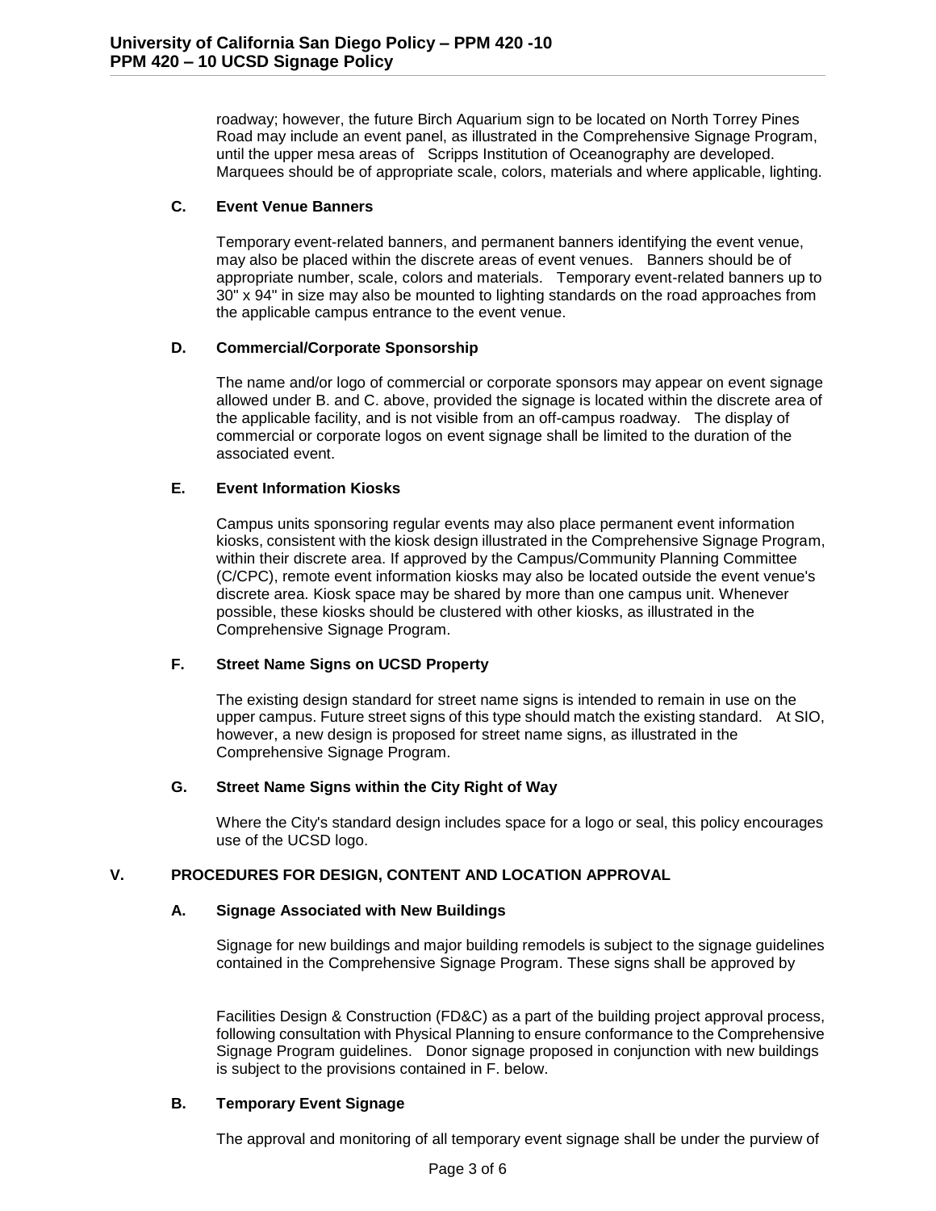roadway; however, the future Birch Aquarium sign to be located on North Torrey Pines Road may include an event panel, as illustrated in the Comprehensive Signage Program, until the upper mesa areas of Scripps Institution of Oceanography are developed. Marquees should be of appropriate scale, colors, materials and where applicable, lighting.

### C. Event Venue Banners

Temporary event-related banners, and permanent banners identifying the event venue, may also be placed within the discrete areas of event venues. Banners should be of appropriate number, scale, colors and materials. Temporary event-related banners up to 30" x 94" in size may also be mounted to lighting standards on the road approaches from the applicable campus entrance to the event venue.

### D. Commercial/Corporate Sponsorship

The name and/or logo of commercial or corporate sponsors may appear on event signage allowed under B. and C. above, provided the signage is located within the discrete area of the applicable facility, and is not visible from an off-campus roadway. The display of commercial or corporate logos on event signage shall be limited to the duration of the associated event.

### E. Event Information Kiosks

Campus units sponsoring regular events may also place permanent event information kiosks, consistent with the kiosk design illustrated in the Comprehensive Signage Program, within their discrete area. If approved by the Campus/Community Planning Committee (C/CPC), remote event information kiosks may also be located outside the event venue's discrete area. Kiosk space may be shared by more than one campus unit. Whenever possible, these kiosks should be clustered with other kiosks, as illustrated in the Comprehensive Signage Program.

### F. Street Name Signs on UCSD Property

The existing design standard for street name signs is intended to remain in use on the upper campus. Future street signs of this type should match the existing standard. At SIO, however, a new design is proposed for street name signs, as illustrated in the Comprehensive Signage Program.

### G. Street Name Signs within the City Right of Way

Where the City's standard design includes space for a logo or seal, this policy encourages use of the UCSD logo.

## V. PROCEDURES FOR DESIGN, CONTENT AND LOCATION APPROVAL

### A. Signage Associated with New Buildings

Signage for new buildings and major building remodels is subject to the signage guidelines contained in the Comprehensive Signage Program. These signs shall be approved by Facilities Design & Construction (FD&C) as a part of the building project approval process, following consultation with Physical Planning to ensure conformance to the Comprehensive Signage Program guidelines. Donor signage proposed in conjunction with new buildings is subject to the provisions contained in F. below.

### B. Temporary Event Signage

The approval and monitoring of all temporary event signage shall be under the purview of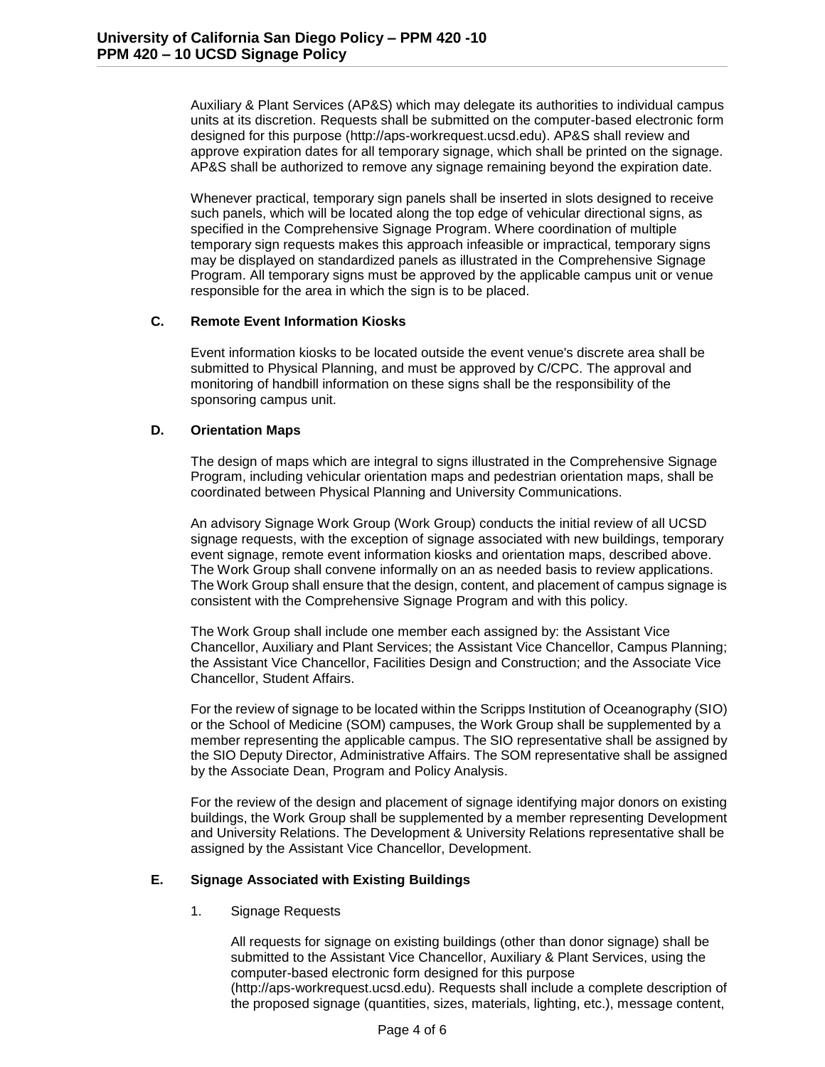Auxiliary & Plant Services (AP&S) which may delegate its authorities to individual campus units at its discretion. Requests shall be submitted on the computer-based electronic form designed for this purpose (http://aps-workrequest.ucsd.edu). AP&S shall review and approve expiration dates for all temporary signage, which shall be printed on the signage. AP&S shall be authorized to remove any signage remaining beyond the expiration date.

Whenever practical, temporary sign panels shall be inserted in slots designed to receive such panels, which will be located along the top edge of vehicular directional signs, as specified in the Comprehensive Signage Program. Where coordination of multiple temporary sign requests makes this approach infeasible or impractical, temporary signs may be displayed on standardized panels as illustrated in the Comprehensive Signage Program. All temporary signs must be approved by the applicable campus unit or venue responsible for the area in which the sign is to be placed.

### C. Remote Event Information Kiosks

Event information kiosks to be located outside the event venue's discrete area shall be submitted to Physical Planning, and must be approved by C/CPC. The approval and monitoring of handbill information on these signs shall be the responsibility of the sponsoring campus unit.

### D. Orientation Maps

The design of maps which are integral to signs illustrated in the Comprehensive Signage Program, including vehicular orientation maps and pedestrian orientation maps, shall be coordinated between Physical Planning and University Communications.

An advisory Signage Work Group (Work Group) conducts the initial review of all UCSD signage requests, with the exception of signage associated with new buildings, temporary event signage, remote event information kiosks and orientation maps, described above. The Work Group shall convene informally on an as needed basis to review applications. The Work Group shall ensure that the design, content, and placement of campus signage is consistent with the Comprehensive Signage Program and with this policy.

The Work Group shall include one member each assigned by: the Assistant Vice Chancellor, Auxiliary and Plant Services; the Assistant Vice Chancellor, Campus Planning; the Assistant Vice Chancellor, Facilities Design and Construction; and the Associate Vice Chancellor, Student Affairs.

For the review of signage to be located within the Scripps Institution of Oceanography (SIO) or the School of Medicine (SOM) campuses, the Work Group shall be supplemented by a member representing the applicable campus. The SIO representative shall be assigned by the SIO Deputy Director, Administrative Affairs. The SOM representative shall be assigned by the Associate Dean, Program and Policy Analysis.

For the review of the design and placement of signage identifying major donors on existing buildings, the Work Group shall be supplemented by a member representing Development and University Relations. The Development & University Relations representative shall be assigned by the Assistant Vice Chancellor, Development.

### E. Signage Associated with Existing Buildings

1. Signage Requests

   All requests for signage on existing buildings (other than donor signage) shall be submitted to the Assistant Vice Chancellor, Auxiliary & Plant Services, using the computer-based electronic form designed for this purpose (http://aps-workrequest.ucsd.edu). Requests shall include a complete description of the proposed signage (quantities, sizes, materials, lighting, etc.), message content,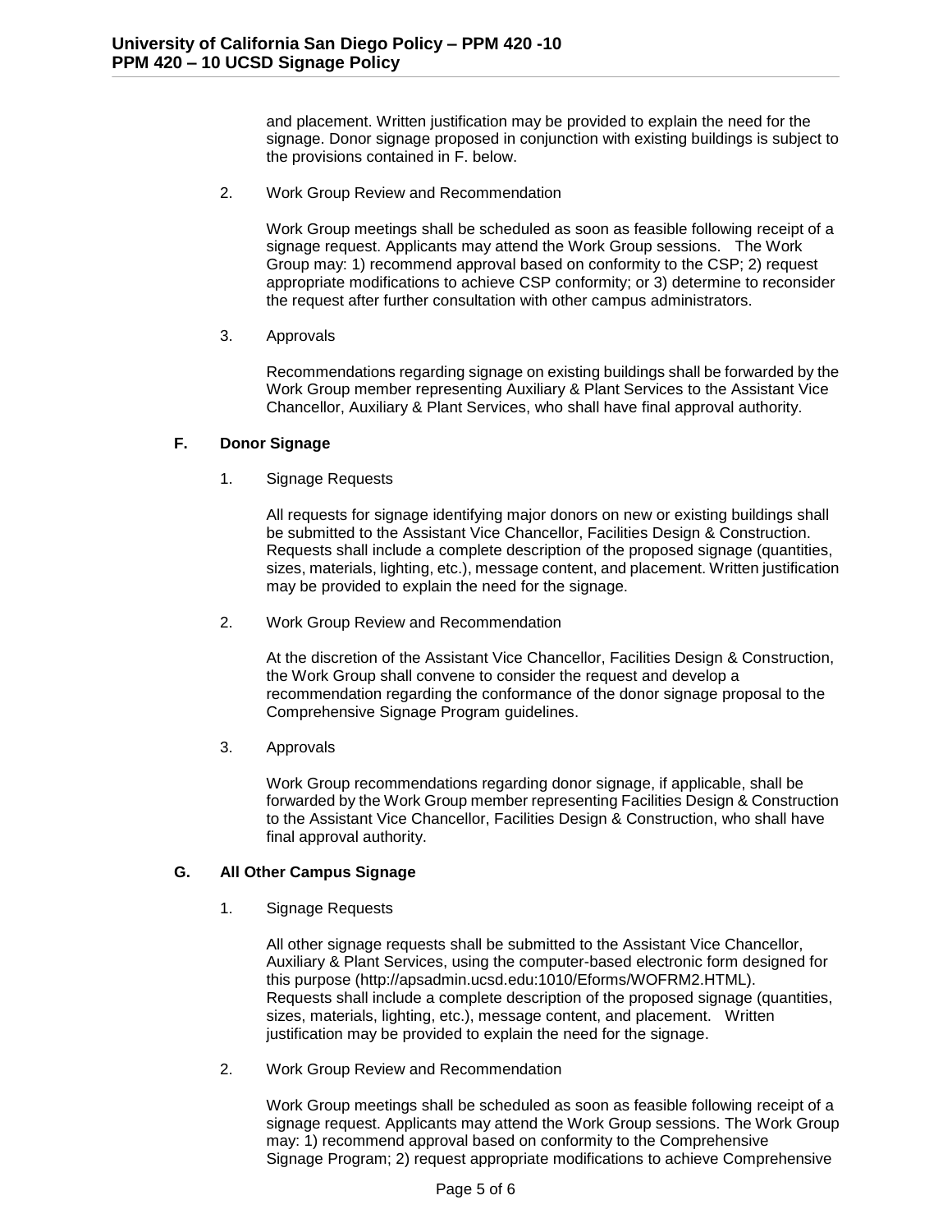and placement. Written justification may be provided to explain the need for the signage. Donor signage proposed in conjunction with existing buildings is subject to the provisions contained in F. below.

2. Work Group Review and Recommendation

   Work Group meetings shall be scheduled as soon as feasible following receipt of a signage request. Applicants may attend the Work Group sessions. The Work Group may: 1) recommend approval based on conformity to the CSP; 2) request appropriate modifications to achieve CSP conformity; or 3) determine to reconsider the request after further consultation with other campus administrators.

3. Approvals

   Recommendations regarding signage on existing buildings shall be forwarded by the Work Group member representing Auxiliary & Plant Services to the Assistant Vice Chancellor, Auxiliary & Plant Services, who shall have final approval authority.

### F. Donor Signage

1. Signage Requests

   All requests for signage identifying major donors on new or existing buildings shall be submitted to the Assistant Vice Chancellor, Facilities Design & Construction. Requests shall include a complete description of the proposed signage (quantities, sizes, materials, lighting, etc.), message content, and placement. Written justification may be provided to explain the need for the signage.

2. Work Group Review and Recommendation

   At the discretion of the Assistant Vice Chancellor, Facilities Design & Construction, the Work Group shall convene to consider the request and develop a recommendation regarding the conformance of the donor signage proposal to the Comprehensive Signage Program guidelines.

3. Approvals

   Work Group recommendations regarding donor signage, if applicable, shall be forwarded by the Work Group member representing Facilities Design & Construction to the Assistant Vice Chancellor, Facilities Design & Construction, who shall have final approval authority.

### G. All Other Campus Signage

1. Signage Requests

   All other signage requests shall be submitted to the Assistant Vice Chancellor, Auxiliary & Plant Services, using the computer-based electronic form designed for this purpose (http://apsadmin.ucsd.edu:1010/Eforms/WOFRM2.HTML). Requests shall include a complete description of the proposed signage (quantities, sizes, materials, lighting, etc.), message content, and placement. Written justification may be provided to explain the need for the signage.

2. Work Group Review and Recommendation

   Work Group meetings shall be scheduled as soon as feasible following receipt of a signage request. Applicants may attend the Work Group sessions. The Work Group may: 1) recommend approval based on conformity to the Comprehensive Signage Program; 2) request appropriate modifications to achieve Comprehensive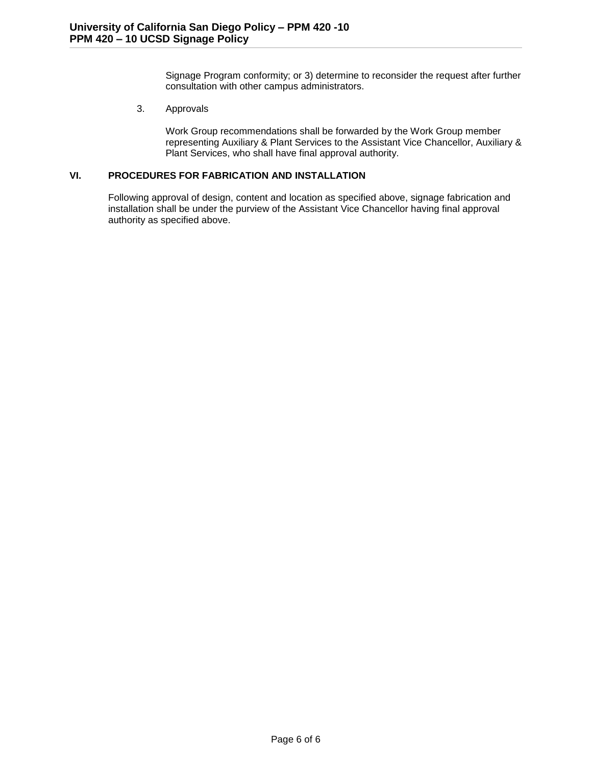Signage Program conformity; or 3) determine to reconsider the request after further consultation with other campus administrators.

3. Approvals

   Work Group recommendations shall be forwarded by the Work Group member representing Auxiliary & Plant Services to the Assistant Vice Chancellor, Auxiliary & Plant Services, who shall have final approval authority.

## VI. PROCEDURES FOR FABRICATION AND INSTALLATION

Following approval of design, content and location as specified above, signage fabrication and installation shall be under the purview of the Assistant Vice Chancellor having final approval authority as specified above.